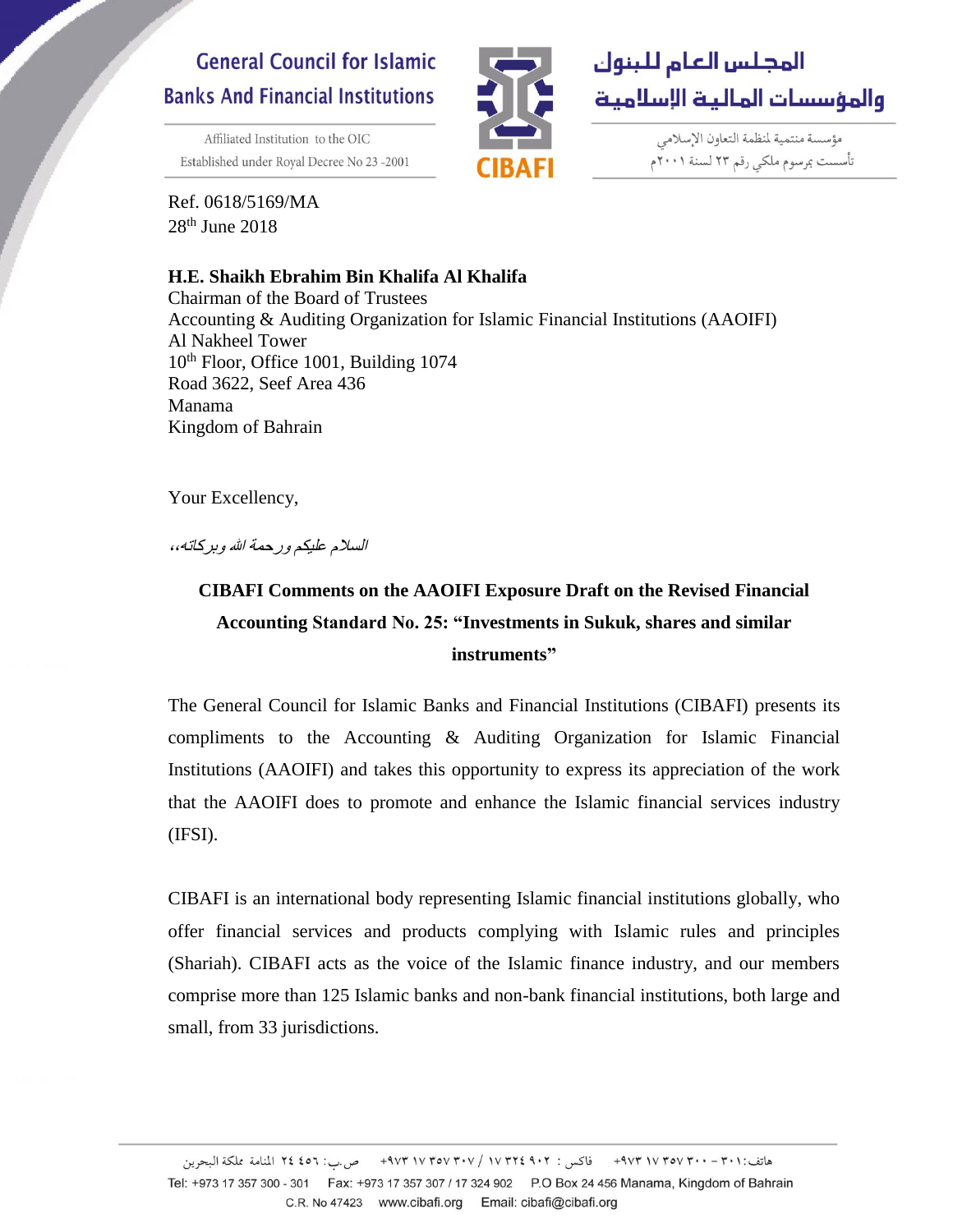General Council for Islamic Banks And Financial Institutions

Affiliated Institution to the OIC
Established under Royal Decree No 23 -2001

CIBAFI

المجلس العام للبنوك والمؤسسات المالية الإسلامية

مؤسسة منتمية لمنظمة التعاون الإسلامي
تأسست بمرسوم ملكي رقم ٢٣ لسنة ٢٠٠١م

Ref. 0618/5169/MA
28th June 2018

**H.E. Shaikh Ebrahim Bin Khalifa Al Khalifa**
Chairman of the Board of Trustees
Accounting & Auditing Organization for Islamic Financial Institutions (AAOIFI)
Al Nakheel Tower
10th Floor, Office 1001, Building 1074
Road 3622, Seef Area 436
Manama
Kingdom of Bahrain

Your Excellency,

*السلام عليكم ورحمة الله وبركاته،،*

**CIBAFI Comments on the AAOIFI Exposure Draft on the Revised Financial Accounting Standard No. 25: "Investments in Sukuk, shares and similar instruments"**

The General Council for Islamic Banks and Financial Institutions (CIBAFI) presents its compliments to the Accounting & Auditing Organization for Islamic Financial Institutions (AAOIFI) and takes this opportunity to express its appreciation of the work that the AAOIFI does to promote and enhance the Islamic financial services industry (IFSI).

CIBAFI is an international body representing Islamic financial institutions globally, who offer financial services and products complying with Islamic rules and principles (Shariah). CIBAFI acts as the voice of the Islamic finance industry, and our members comprise more than 125 Islamic banks and non-bank financial institutions, both large and small, from 33 jurisdictions.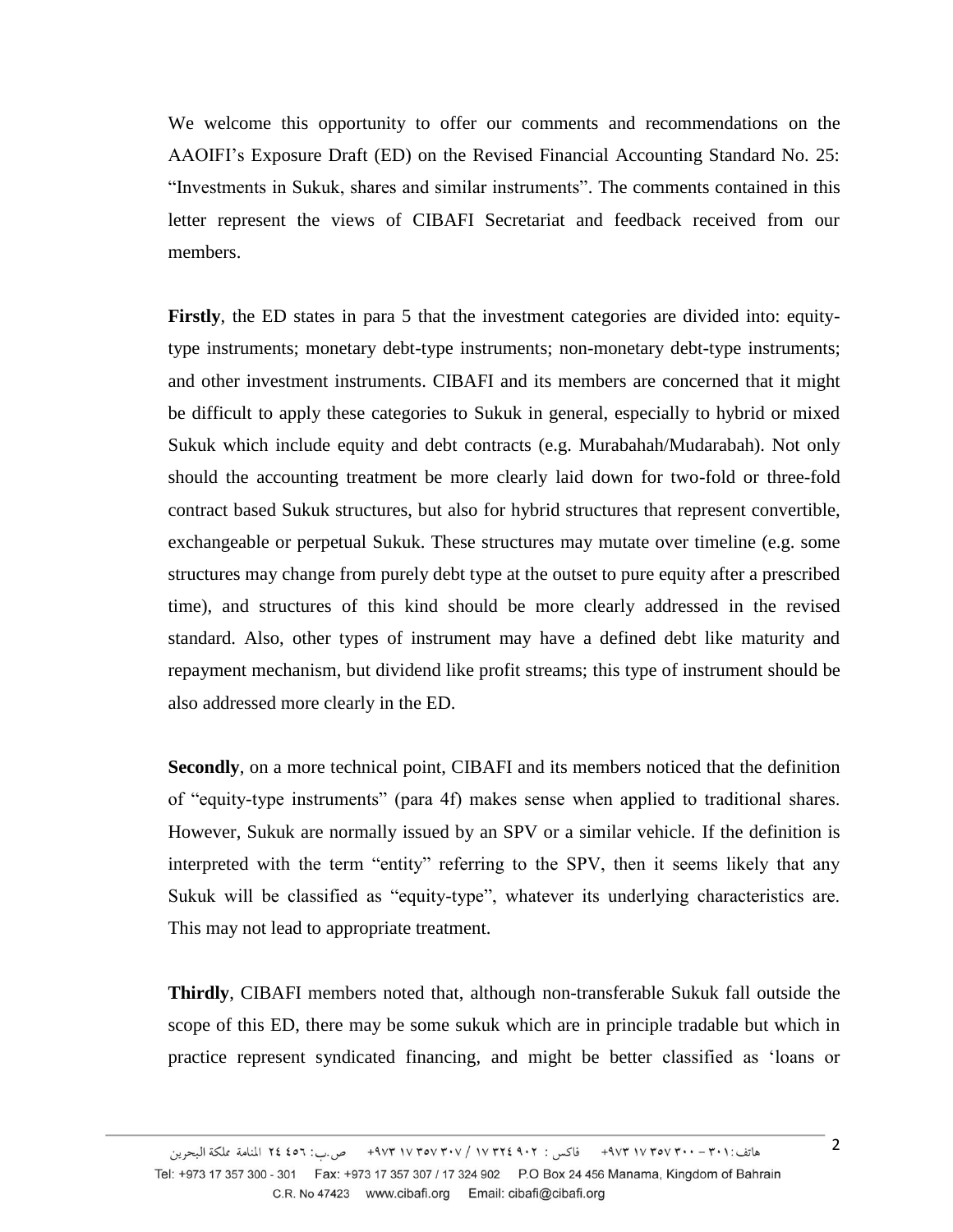We welcome this opportunity to offer our comments and recommendations on the AAOIFI's Exposure Draft (ED) on the Revised Financial Accounting Standard No. 25: "Investments in Sukuk, shares and similar instruments". The comments contained in this letter represent the views of CIBAFI Secretariat and feedback received from our members.

**Firstly**, the ED states in para 5 that the investment categories are divided into: equity-type instruments; monetary debt-type instruments; non-monetary debt-type instruments; and other investment instruments. CIBAFI and its members are concerned that it might be difficult to apply these categories to Sukuk in general, especially to hybrid or mixed Sukuk which include equity and debt contracts (e.g. Murabahah/Mudarabah). Not only should the accounting treatment be more clearly laid down for two-fold or three-fold contract based Sukuk structures, but also for hybrid structures that represent convertible, exchangeable or perpetual Sukuk. These structures may mutate over timeline (e.g. some structures may change from purely debt type at the outset to pure equity after a prescribed time), and structures of this kind should be more clearly addressed in the revised standard. Also, other types of instrument may have a defined debt like maturity and repayment mechanism, but dividend like profit streams; this type of instrument should be also addressed more clearly in the ED.

**Secondly**, on a more technical point, CIBAFI and its members noticed that the definition of "equity-type instruments" (para 4f) makes sense when applied to traditional shares. However, Sukuk are normally issued by an SPV or a similar vehicle. If the definition is interpreted with the term "entity" referring to the SPV, then it seems likely that any Sukuk will be classified as "equity-type", whatever its underlying characteristics are. This may not lead to appropriate treatment.

**Thirdly**, CIBAFI members noted that, although non-transferable Sukuk fall outside the scope of this ED, there may be some sukuk which are in principle tradable but which in practice represent syndicated financing, and might be better classified as 'loans or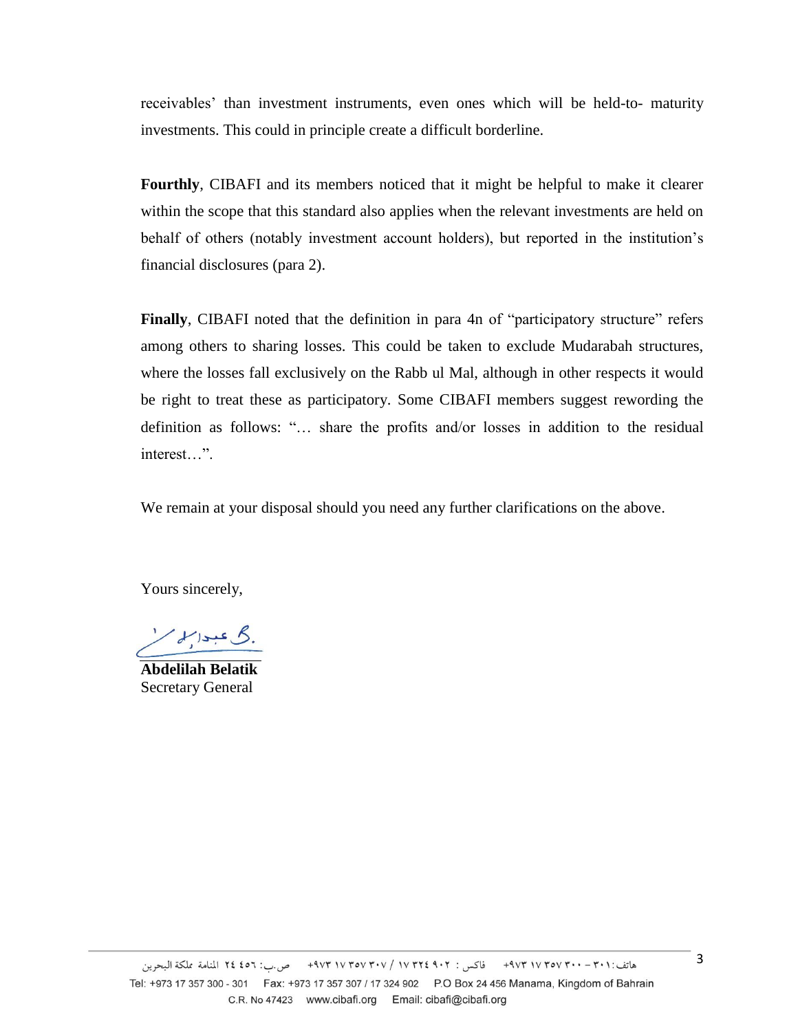receivables' than investment instruments, even ones which will be held-to- maturity investments. This could in principle create a difficult borderline.

**Fourthly**, CIBAFI and its members noticed that it might be helpful to make it clearer within the scope that this standard also applies when the relevant investments are held on behalf of others (notably investment account holders), but reported in the institution's financial disclosures (para 2).

**Finally**, CIBAFI noted that the definition in para 4n of "participatory structure" refers among others to sharing losses. This could be taken to exclude Mudarabah structures, where the losses fall exclusively on the Rabb ul Mal, although in other respects it would be right to treat these as participatory. Some CIBAFI members suggest rewording the definition as follows: "… share the profits and/or losses in addition to the residual interest…".

We remain at your disposal should you need any further clarifications on the above.

Yours sincerely,

**Abdelilah Belatik**
Secretary General

هاتف: ٣٠١ - ٣٠٠ ٣٥٧ ١٧ ٩٧٣+ فاكس: ٩٠٢ ٣٢٤ ١٧ / ٣٠٧ ٣٥٧ ١٧ ٩٧٣+ ص.ب: ٢٤٤٥٦ المنامة مملكة البحرين

Tel: +973 17 357 300 - 301 Fax: +973 17 357 307 / 17 324 902 P.O Box 24 456 Manama, Kingdom of Bahrain

C.R. No 47423 www.cibafi.org Email: cibafi@cibafi.org